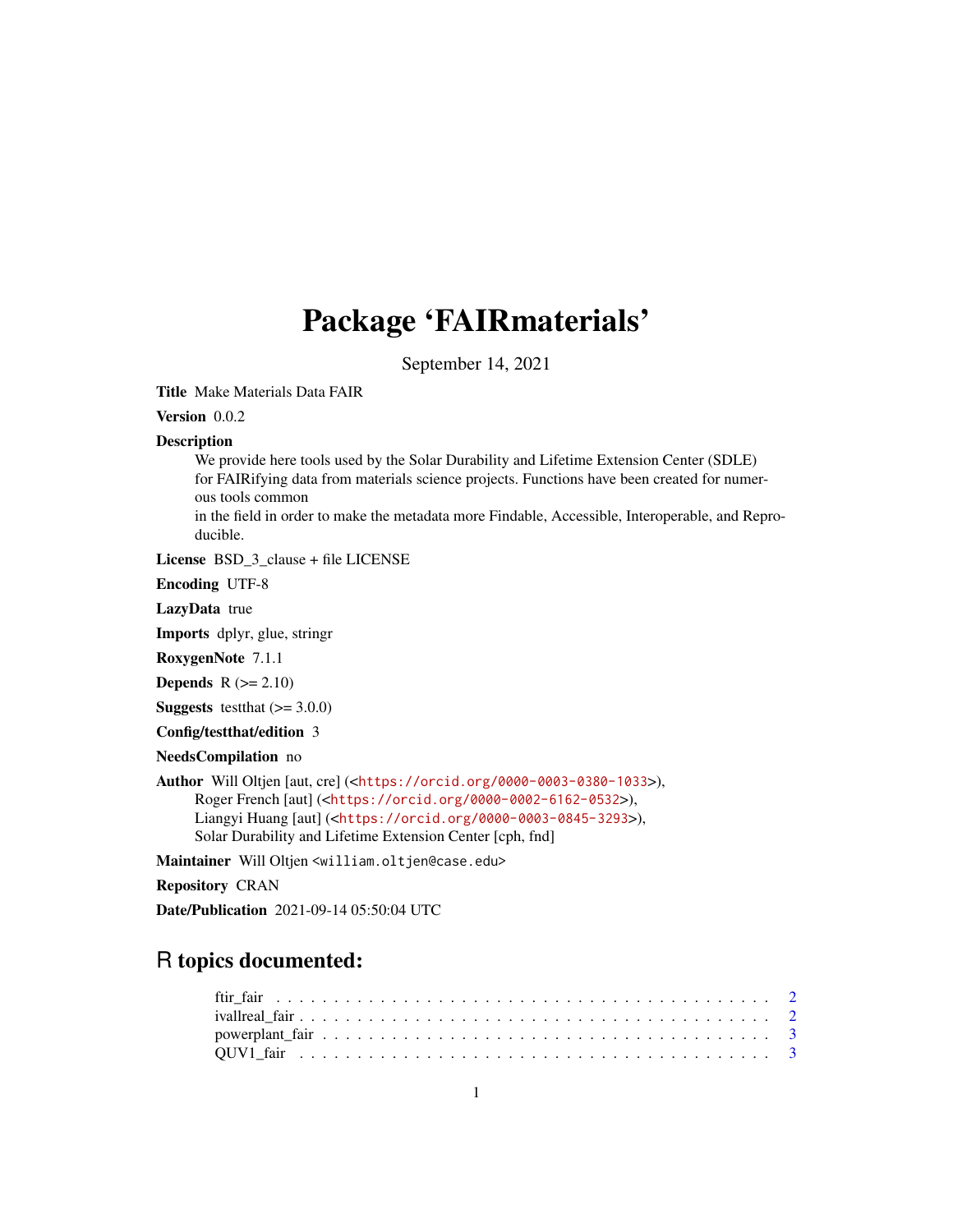# Package 'FAIRmaterials'

September 14, 2021

**Title** Make Materials Data FAIR

**Version** 0.0.2

**Description**
We provide here tools used by the Solar Durability and Lifetime Extension Center (SDLE) for FAIRifying data from materials science projects. Functions have been created for numerous tools common in the field in order to make the metadata more Findable, Accessible, Interoperable, and Reproducible.

**License** BSD_3_clause + file LICENSE

**Encoding** UTF-8

**LazyData** true

**Imports** dplyr, glue, stringr

**RoxygenNote** 7.1.1

**Depends** R (>= 2.10)

**Suggests** testthat (>= 3.0.0)

**Config/testthat/edition** 3

**NeedsCompilation** no

**Author** Will Oltjen [aut, cre] (<https://orcid.org/0000-0003-0380-1033>),
Roger French [aut] (<https://orcid.org/0000-0002-6162-0532>),
Liangyi Huang [aut] (<https://orcid.org/0000-0003-0845-3293>),
Solar Durability and Lifetime Extension Center [cph, fnd]

**Maintainer** Will Oltjen <william.oltjen@case.edu>

**Repository** CRAN

**Date/Publication** 2021-09-14 05:50:04 UTC

## R topics documented:

- ftir_fair . . . . . . . . . . . . . . . . . . . . . . . . . . . . . . . . . . . . . . . . . . 2
- ivallreal_fair . . . . . . . . . . . . . . . . . . . . . . . . . . . . . . . . . . . . . . . . 2
- powerplant_fair . . . . . . . . . . . . . . . . . . . . . . . . . . . . . . . . . . . . . . 3
- QUV1_fair . . . . . . . . . . . . . . . . . . . . . . . . . . . . . . . . . . . . . . . . . 3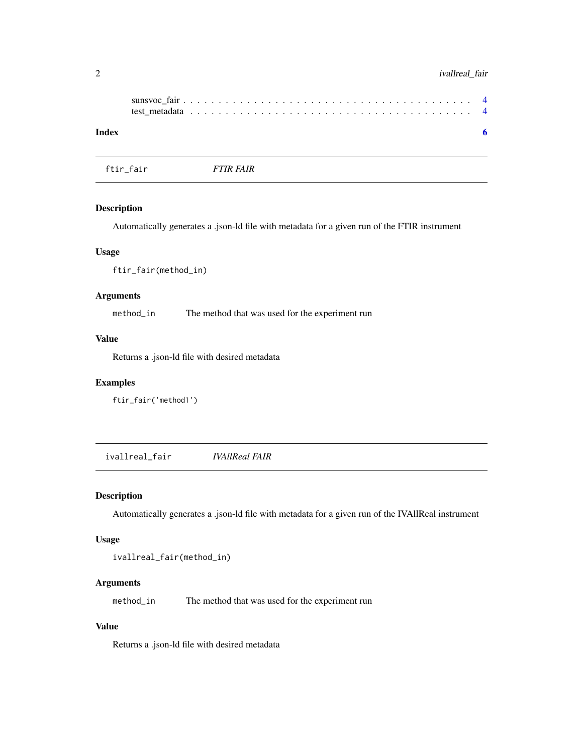sunsvoc_fair . . . . . . . . . . . . . . . . . . . . . . . . . . . . . . . . . . . . . . . . 4
test_metadata . . . . . . . . . . . . . . . . . . . . . . . . . . . . . . . . . . . . . . . . 4

**Index** 6

---

## ftir_fair *FTIR FAIR*

### Description

Automatically generates a .json-ld file with metadata for a given run of the FTIR instrument

### Usage

```
ftir_fair(method_in)
```

### Arguments

| | |
|---|---|
| `method_in` | The method that was used for the experiment run |

### Value

Returns a .json-ld file with desired metadata

### Examples

```
ftir_fair('method1')
```

---

## ivallreal_fair *IVAllReal FAIR*

### Description

Automatically generates a .json-ld file with metadata for a given run of the IVAllReal instrument

### Usage

```
ivallreal_fair(method_in)
```

### Arguments

| | |
|---|---|
| `method_in` | The method that was used for the experiment run |

### Value

Returns a .json-ld file with desired metadata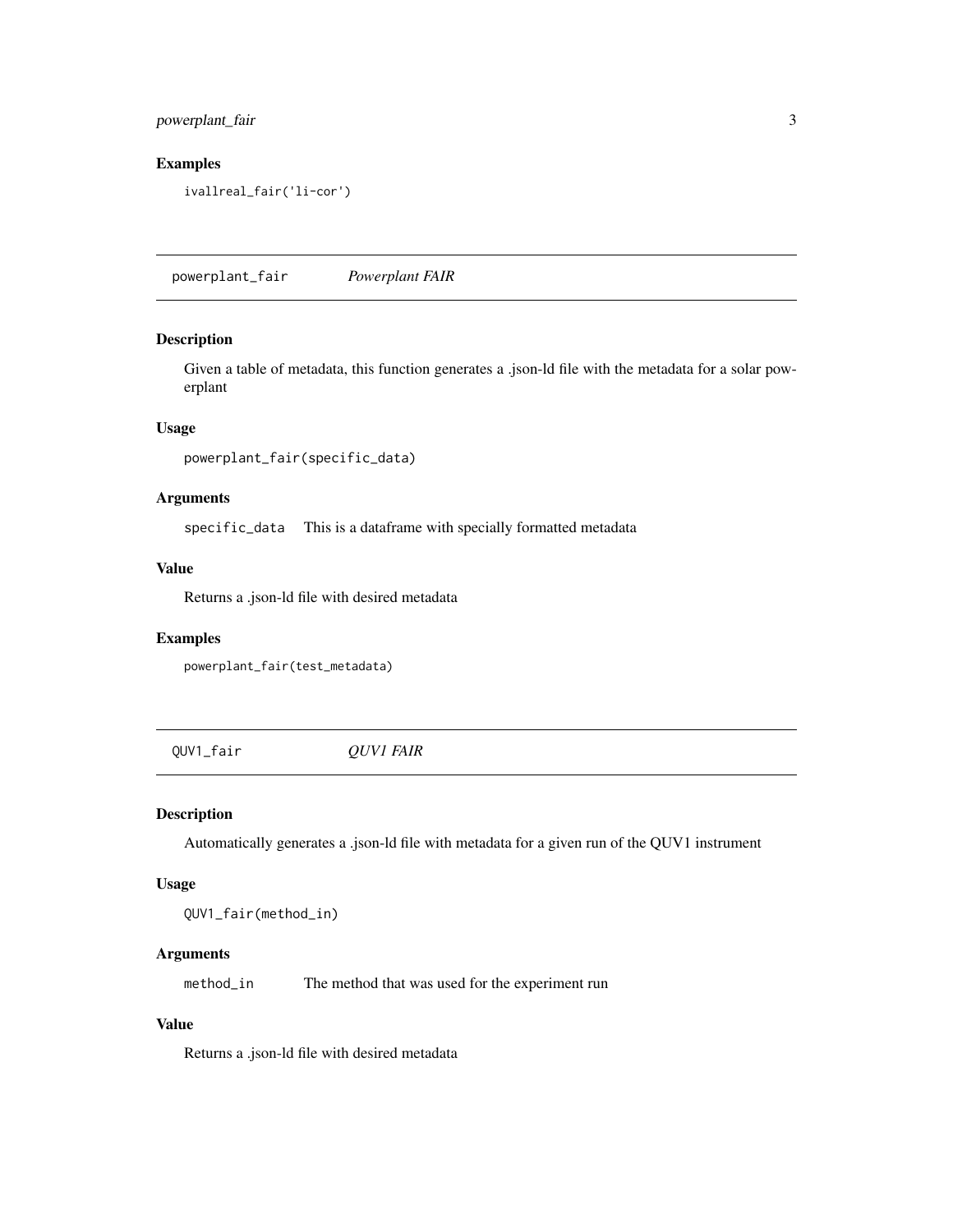### Examples

```
ivallreal_fair('li-cor')
```

## powerplant_fair *Powerplant FAIR*

### Description

Given a table of metadata, this function generates a .json-ld file with the metadata for a solar powerplant

### Usage

```
powerplant_fair(specific_data)
```

### Arguments

| | |
|---|---|
| specific_data | This is a dataframe with specially formatted metadata |

### Value

Returns a .json-ld file with desired metadata

### Examples

```
powerplant_fair(test_metadata)
```

## QUV1_fair *QUV1 FAIR*

### Description

Automatically generates a .json-ld file with metadata for a given run of the QUV1 instrument

### Usage

```
QUV1_fair(method_in)
```

### Arguments

| | |
|---|---|
| method_in | The method that was used for the experiment run |

### Value

Returns a .json-ld file with desired metadata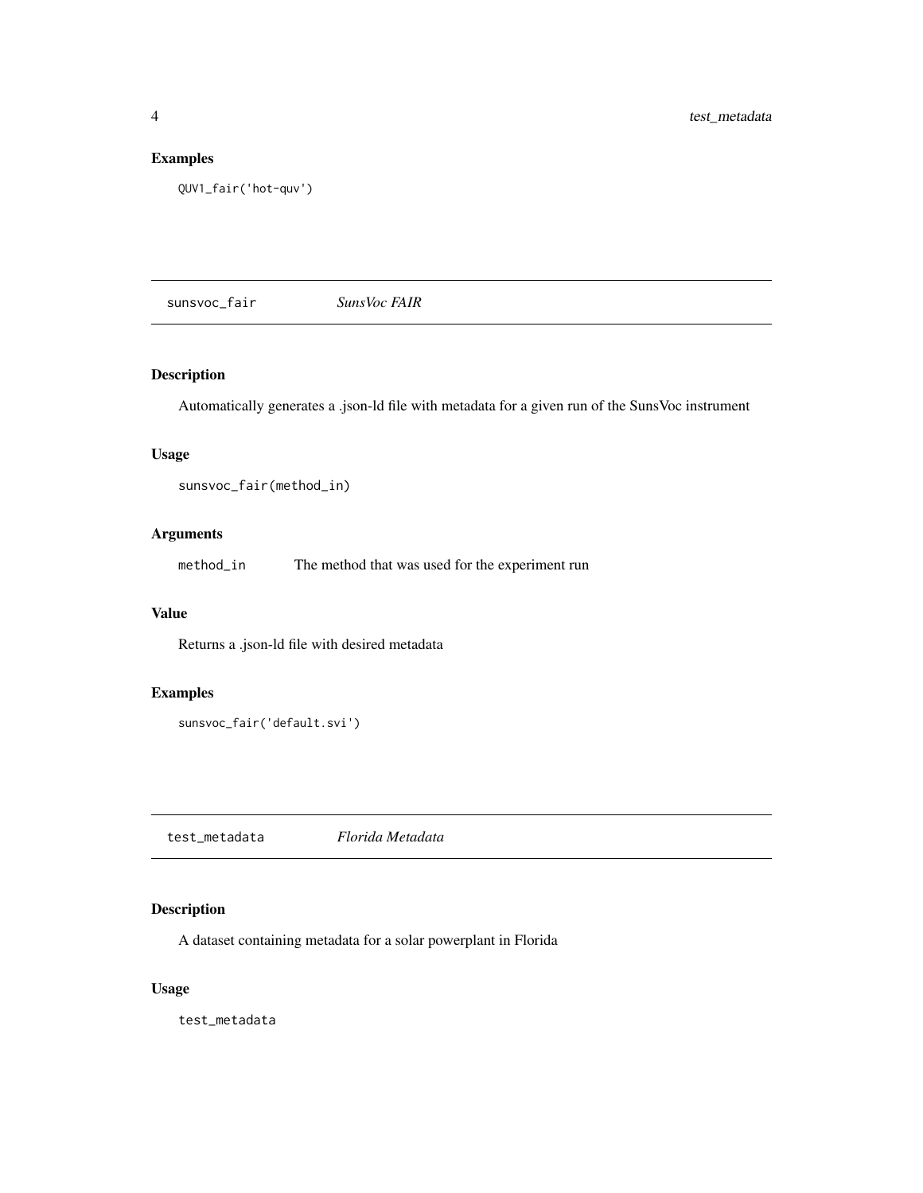### Examples

```
QUV1_fair('hot-quv')
```

## sunsvoc_fair    *SunsVoc FAIR*

### Description

Automatically generates a .json-ld file with metadata for a given run of the SunsVoc instrument

### Usage

```
sunsvoc_fair(method_in)
```

### Arguments

| | |
|---|---|
| method_in | The method that was used for the experiment run |

### Value

Returns a .json-ld file with desired metadata

### Examples

```
sunsvoc_fair('default.svi')
```

## test_metadata    *Florida Metadata*

### Description

A dataset containing metadata for a solar powerplant in Florida

### Usage

```
test_metadata
```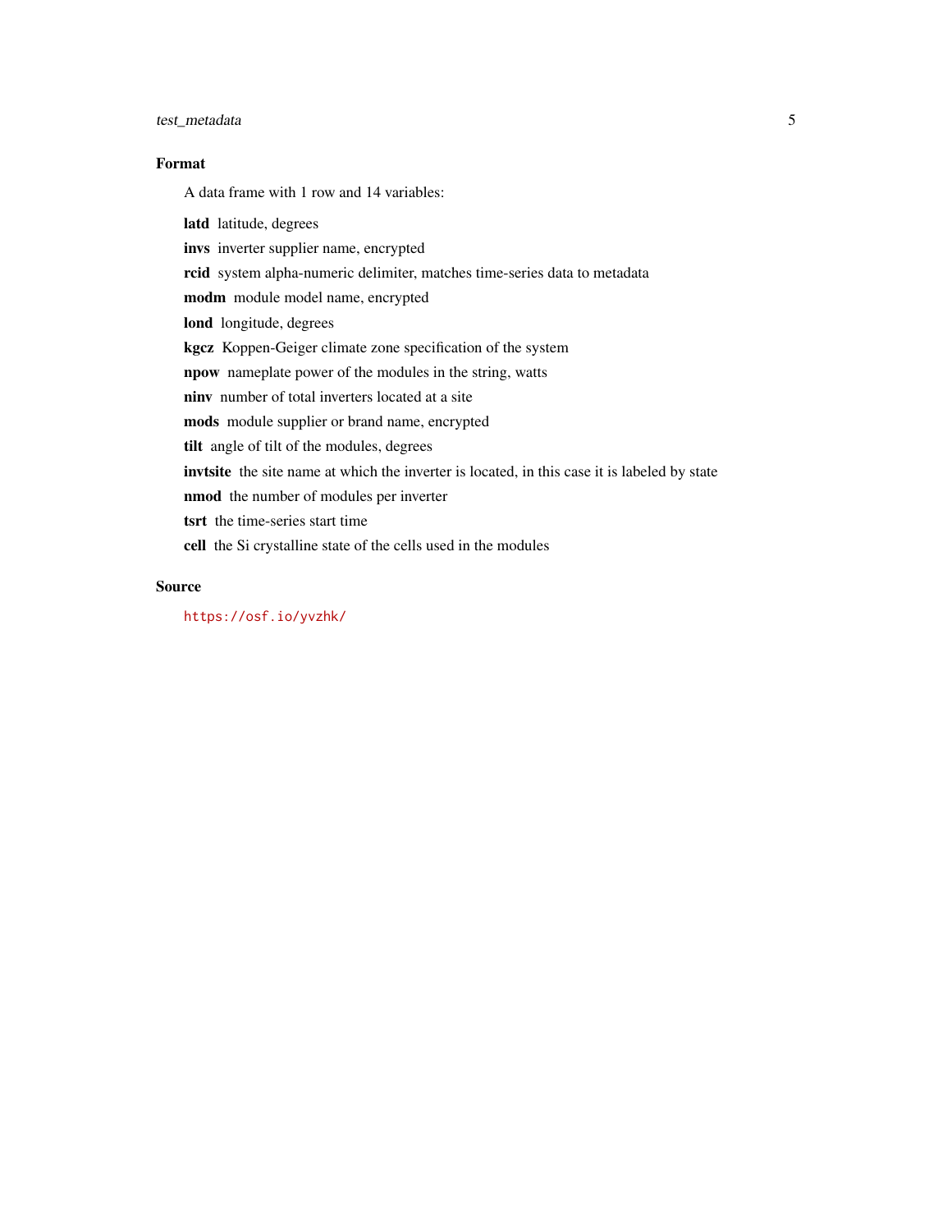### Format

A data frame with 1 row and 14 variables:

**latd** latitude, degrees

**invs** inverter supplier name, encrypted

**rcid** system alpha-numeric delimiter, matches time-series data to metadata

**modm** module model name, encrypted

**lond** longitude, degrees

**kgcz** Koppen-Geiger climate zone specification of the system

**npow** nameplate power of the modules in the string, watts

**ninv** number of total inverters located at a site

**mods** module supplier or brand name, encrypted

**tilt** angle of tilt of the modules, degrees

**invtsite** the site name at which the inverter is located, in this case it is labeled by state

**nmod** the number of modules per inverter

**tsrt** the time-series start time

**cell** the Si crystalline state of the cells used in the modules

### Source

https://osf.io/yvzhk/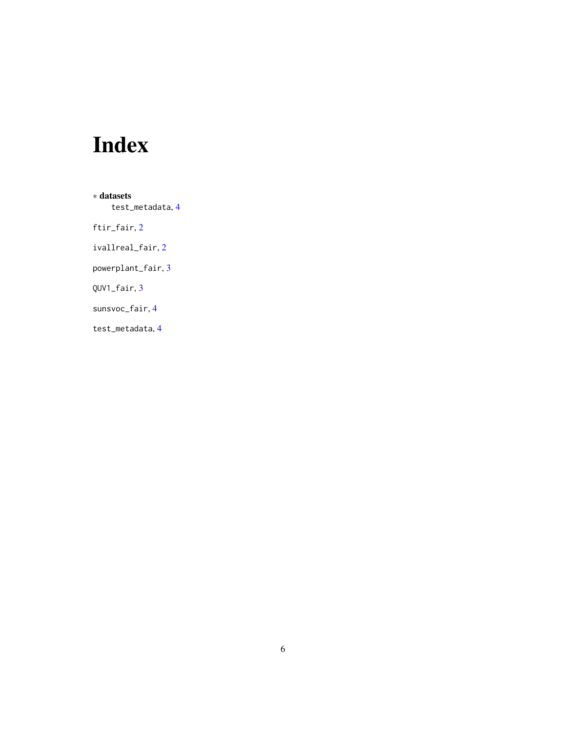# Index

∗ **datasets**
    test_metadata, 4

ftir_fair, 2

ivallreal_fair, 2

powerplant_fair, 3

QUV1_fair, 3

sunsvoc_fair, 4

test_metadata, 4